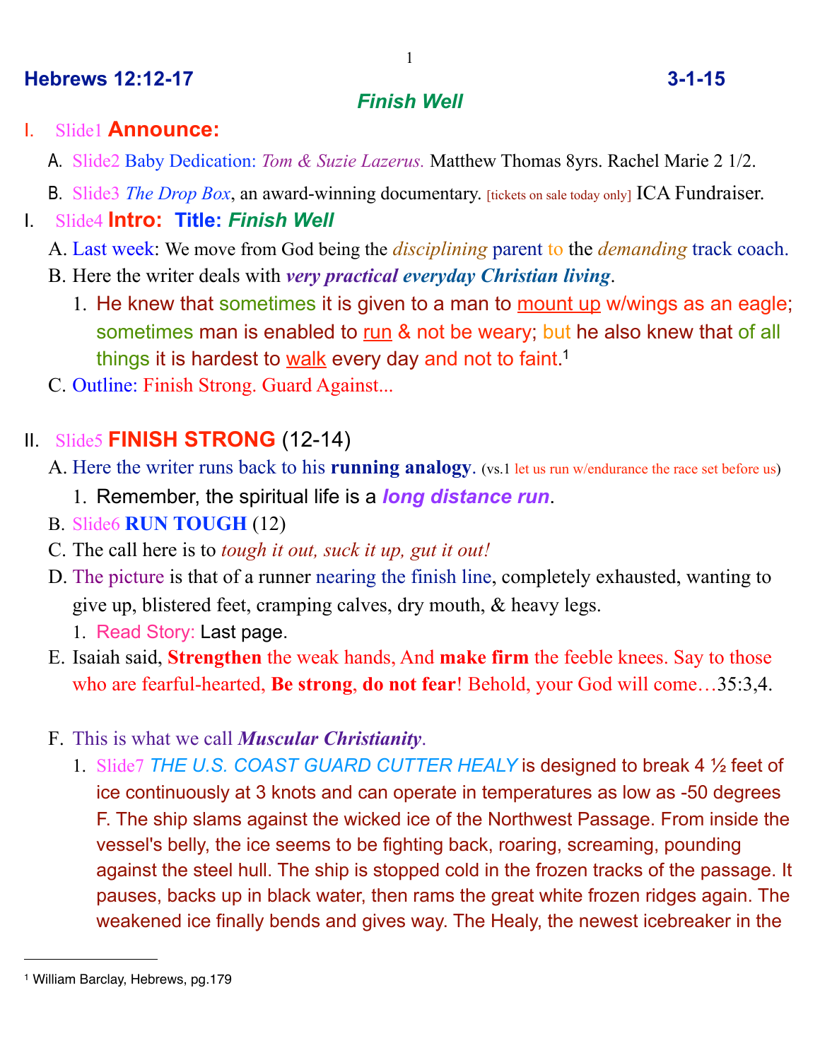**Hebrews 12:12-17** **3-1-15**

## *Finish Well*

I. Slide1 **Announce:**

A. Slide2 Baby Dedication: *Tom & Suzie Lazerus.* Matthew Thomas 8yrs. Rachel Marie 2 1/2.

B. Slide3 *The Drop Box*, an award-winning documentary. [tickets on sale today only] ICA Fundraiser.

I. Slide4 **Intro: Title: *Finish Well***

A. Last week: We move from God being the *disciplining* parent to the *demanding* track coach.

B. Here the writer deals with ***very practical everyday Christian living***.

1. He knew that sometimes it is given to a man to mount up w/wings as an eagle; sometimes man is enabled to run & not be weary; but he also knew that of all things it is hardest to walk every day and not to faint.[1]

C. Outline: Finish Strong. Guard Against...

II. Slide5 **FINISH STRONG** (12-14)

A. Here the writer runs back to his **running analogy**. (vs.1 let us run w/endurance the race set before us)

1. Remember, the spiritual life is a ***long distance run***.

B. Slide6 **RUN TOUGH** (12)

C. The call here is to *tough it out, suck it up, gut it out!*

D. The picture is that of a runner nearing the finish line, completely exhausted, wanting to give up, blistered feet, cramping calves, dry mouth, & heavy legs.

1. Read Story: Last page.

E. Isaiah said, **Strengthen** the weak hands, And **make firm** the feeble knees. Say to those who are fearful-hearted, **Be strong**, **do not fear**! Behold, your God will come…35:3,4.

F. This is what we call ***Muscular Christianity***.

1. Slide7 *THE U.S. COAST GUARD CUTTER HEALY* is designed to break 4 ½ feet of ice continuously at 3 knots and can operate in temperatures as low as -50 degrees F. The ship slams against the wicked ice of the Northwest Passage. From inside the vessel's belly, the ice seems to be fighting back, roaring, screaming, pounding against the steel hull. The ship is stopped cold in the frozen tracks of the passage. It pauses, backs up in black water, then rams the great white frozen ridges again. The weakened ice finally bends and gives way. The Healy, the newest icebreaker in the

---

[1] William Barclay, Hebrews, pg.179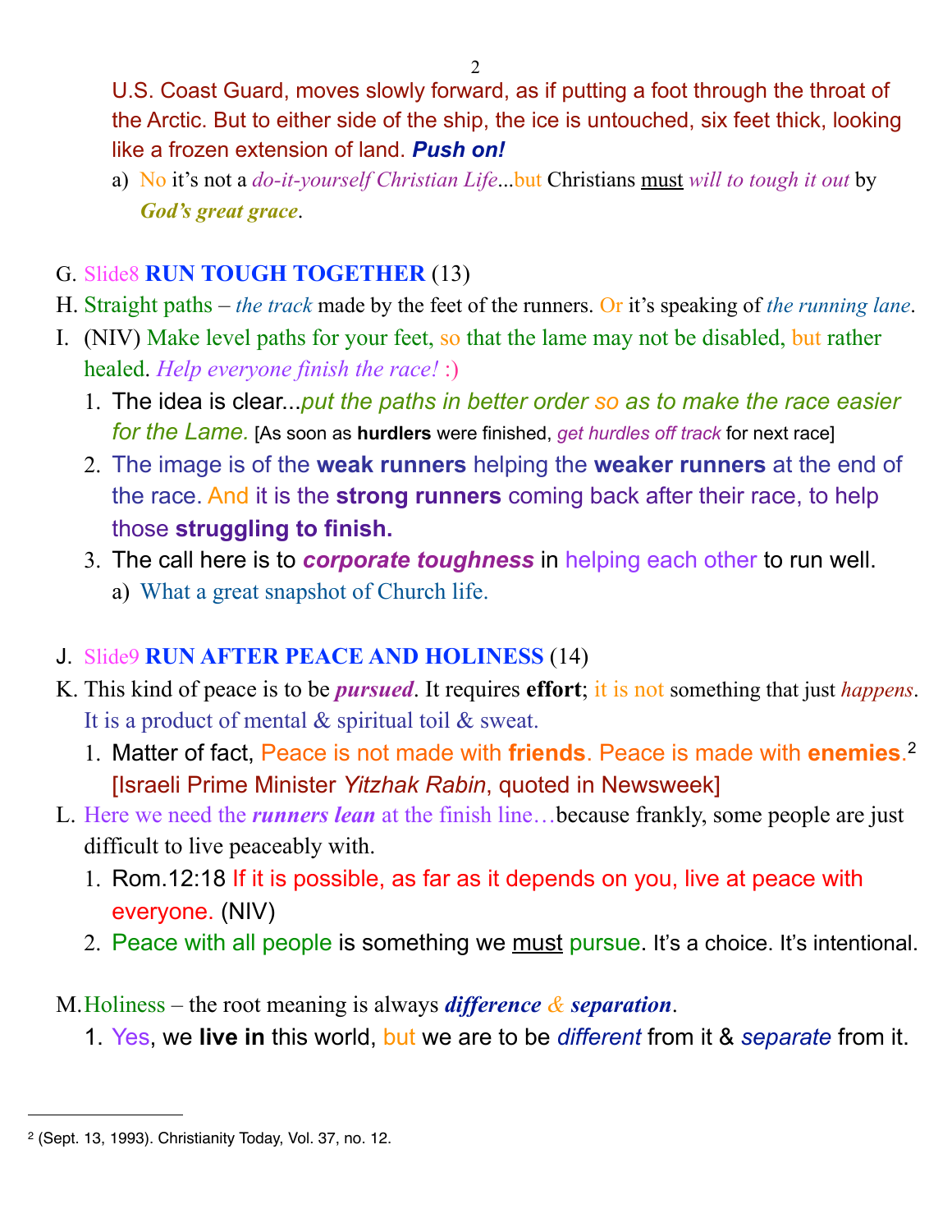U.S. Coast Guard, moves slowly forward, as if putting a foot through the throat of the Arctic. But to either side of the ship, the ice is untouched, six feet thick, looking like a frozen extension of land. ***Push on!***

- a) No it's not a *do-it-yourself Christian Life*...but Christians <u>must</u> *will to tough it out* by ***God's great grace***.

G. Slide8 **RUN TOUGH TOGETHER** (13)

H. Straight paths – *the track* made by the feet of the runners. Or it's speaking of *the running lane*.

I. (NIV) Make level paths for your feet, so that the lame may not be disabled, but rather healed. *Help everyone finish the race!* :)

1. The idea is clear...*put the paths in better order so as to make the race easier for the Lame.* [As soon as **hurdlers** were finished, *get hurdles off track* for next race]
2. The image is of the **weak runners** helping the **weaker runners** at the end of the race. And it is the **strong runners** coming back after their race, to help those **struggling to finish.**
3. The call here is to ***corporate toughness*** in helping each other to run well.
   - a) What a great snapshot of Church life.

J. Slide9 **RUN AFTER PEACE AND HOLINESS** (14)

K. This kind of peace is to be ***pursued***. It requires **effort**; it is not something that just *happens*. It is a product of mental & spiritual toil & sweat.

1. Matter of fact, Peace is not made with **friends**. Peace is made with **enemies**.[2] [Israeli Prime Minister *Yitzhak Rabin*, quoted in Newsweek]

L. Here we need the ***runners lean*** at the finish line…because frankly, some people are just difficult to live peaceably with.

1. Rom.12:18 If it is possible, as far as it depends on you, live at peace with everyone. (NIV)
2. Peace with all people is something we <u>must</u> pursue. It's a choice. It's intentional.

M. Holiness – the root meaning is always ***difference & separation***.

1. Yes, we **live in** this world, but we are to be *different* from it & *separate* from it.

---

[2] (Sept. 13, 1993). Christianity Today, Vol. 37, no. 12.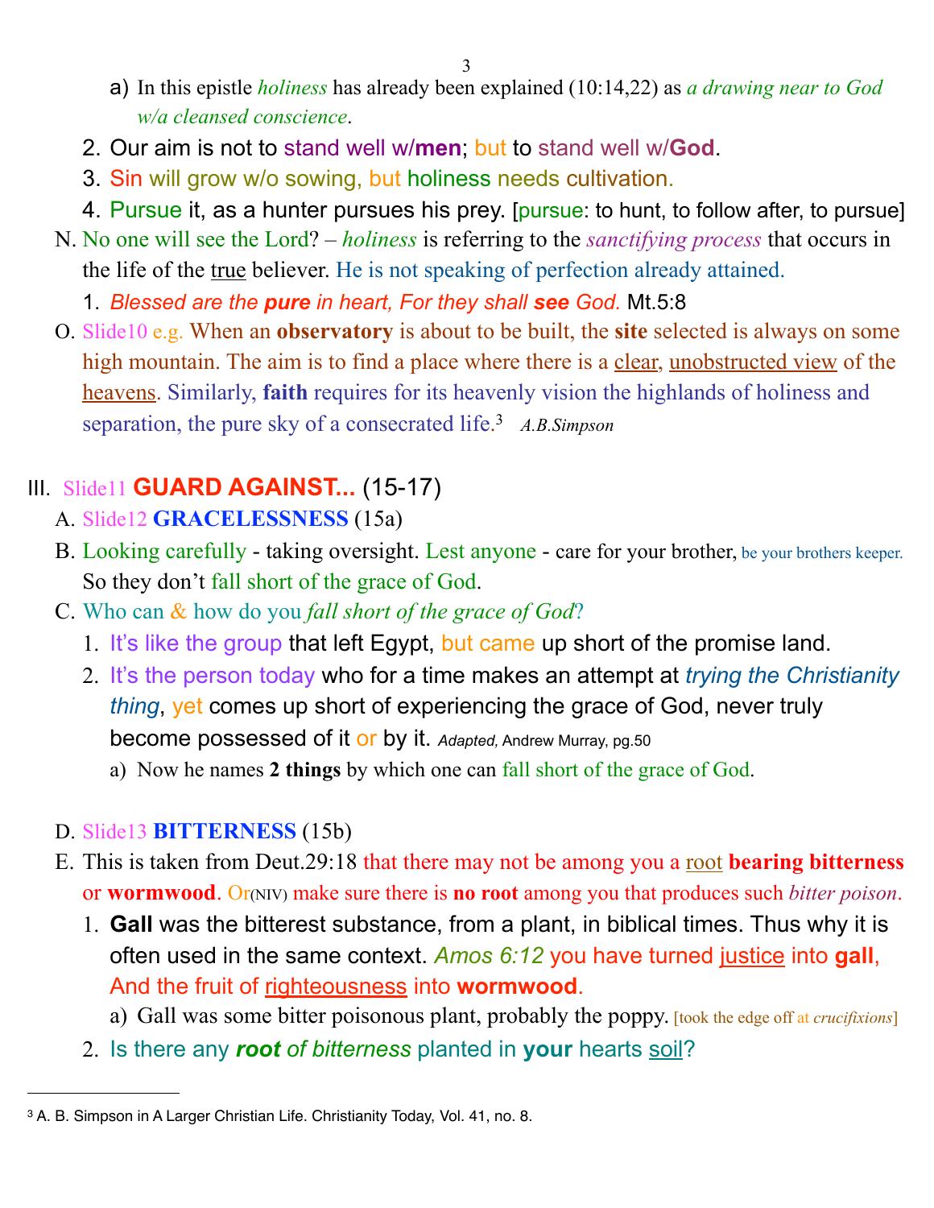a) In this epistle *holiness* has already been explained (10:14,22) as *a drawing near to God w/a cleansed conscience*.

2. Our aim is not to stand well w/**men**; but to stand well w/**God**.
3. Sin will grow w/o sowing, but holiness needs cultivation.
4. Pursue it, as a hunter pursues his prey. [pursue: to hunt, to follow after, to pursue]

N. No one will see the Lord? – *holiness* is referring to the *sanctifying process* that occurs in the life of the true believer. He is not speaking of perfection already attained.

1. *Blessed are the **pure** in heart, For they shall **see** God.* Mt.5:8

O. Slide10 e.g. When an **observatory** is about to be built, the **site** selected is always on some high mountain. The aim is to find a place where there is a clear, unobstructed view of the heavens. Similarly, **faith** requires for its heavenly vision the highlands of holiness and separation, the pure sky of a consecrated life.[3] *A.B.Simpson*

## III. Slide11 **GUARD AGAINST...** (15-17)

A. Slide12 **GRACELESSNESS** (15a)

B. Looking carefully - taking oversight. Lest anyone - care for your brother, be your brothers keeper. So they don't fall short of the grace of God.

C. Who can & how do you *fall short of the grace of God*?

1. It's like the group that left Egypt, but came up short of the promise land.
2. It's the person today who for a time makes an attempt at *trying the Christianity thing*, yet comes up short of experiencing the grace of God, never truly become possessed of it or by it. *Adapted,* Andrew Murray, pg.50
   a) Now he names **2 things** by which one can fall short of the grace of God.

D. Slide13 **BITTERNESS** (15b)

E. This is taken from Deut.29:18 that there may not be among you a root **bearing bitterness** or **wormwood**. Or(NIV) make sure there is **no root** among you that produces such *bitter poison*.

1. **Gall** was the bitterest substance, from a plant, in biblical times. Thus why it is often used in the same context. *Amos 6:12* you have turned justice into **gall**, And the fruit of righteousness into **wormwood**.
   a) Gall was some bitter poisonous plant, probably the poppy. [took the edge off at *crucifixions*]
2. Is there any ***root** of bitterness* planted in **your** hearts soil?

---

[3] A. B. Simpson in A Larger Christian Life. Christianity Today, Vol. 41, no. 8.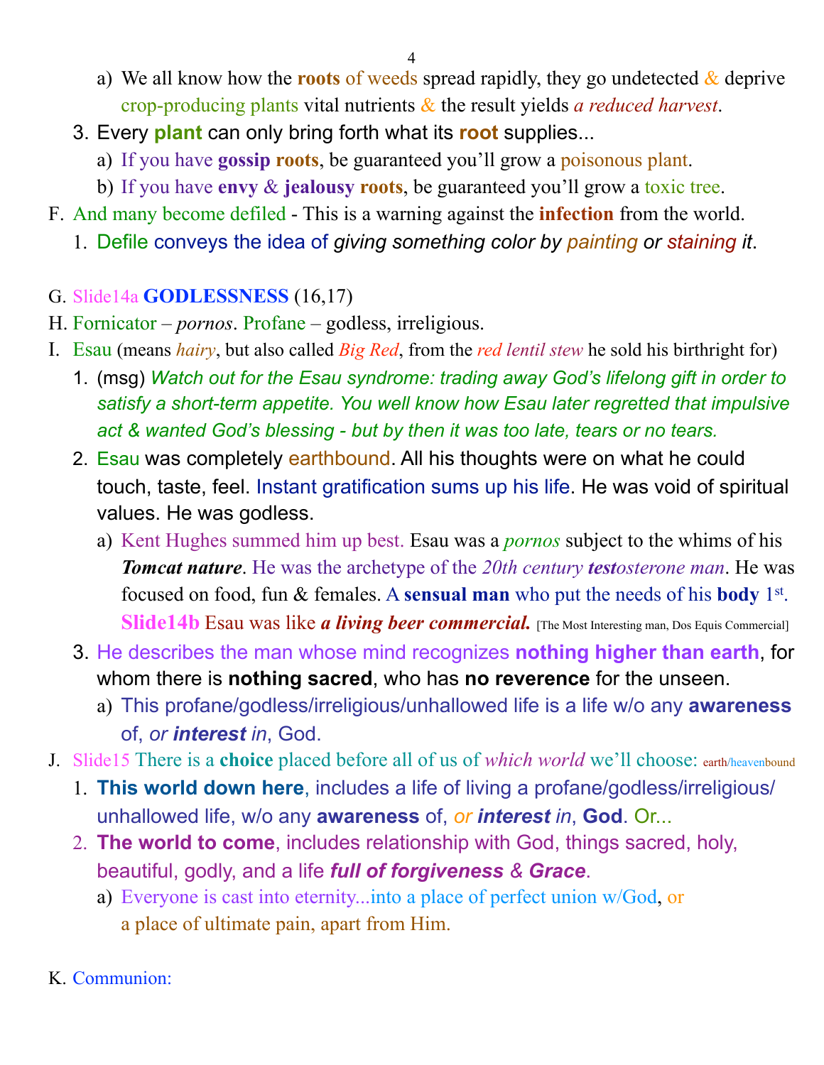a) We all know how the **roots** of weeds spread rapidly, they go undetected & deprive crop-producing plants vital nutrients & the result yields *a reduced harvest*.

3. Every **plant** can only bring forth what its **root** supplies...
   a) If you have **gossip roots**, be guaranteed you'll grow a poisonous plant.
   b) If you have **envy** & **jealousy roots**, be guaranteed you'll grow a toxic tree.

F. And many become defiled - This is a warning against the **infection** from the world.

1. Defile conveys the idea of *giving something color by painting or staining it*.

G. Slide14a **GODLESSNESS** (16,17)

H. Fornicator – *pornos*. Profane – godless, irreligious.

I. Esau (means *hairy*, but also called *Big Red*, from the *red lentil stew* he sold his birthright for)

1. (msg) *Watch out for the Esau syndrome: trading away God's lifelong gift in order to satisfy a short-term appetite. You well know how Esau later regretted that impulsive act & wanted God's blessing - but by then it was too late, tears or no tears.*
2. Esau was completely earthbound. All his thoughts were on what he could touch, taste, feel. Instant gratification sums up his life. He was void of spiritual values. He was godless.
   a) Kent Hughes summed him up best. Esau was a *pornos* subject to the whims of his ***Tomcat nature***. He was the archetype of the *20th century **test**osterone man*. He was focused on food, fun & females. A **sensual man** who put the needs of his **body** 1st. **Slide14b** Esau was like ***a living beer commercial.*** [The Most Interesting man, Dos Equis Commercial]
3. He describes the man whose mind recognizes **nothing higher than earth**, for whom there is **nothing sacred**, who has **no reverence** for the unseen.
   a) This profane/godless/irreligious/unhallowed life is a life w/o any **awareness** of, *or **interest** in*, God.

J. Slide15 There is a **choice** placed before all of us of *which world* we'll choose: earth/heavenbound

1. **This world down here**, includes a life of living a profane/godless/irreligious/ unhallowed life, w/o any **awareness** of, *or **interest** in*, **God**. Or...
2. **The world to come**, includes relationship with God, things sacred, holy, beautiful, godly, and a life ***full of forgiveness** & **Grace***.
   a) Everyone is cast into eternity...into a place of perfect union w/God, or a place of ultimate pain, apart from Him.

K. Communion: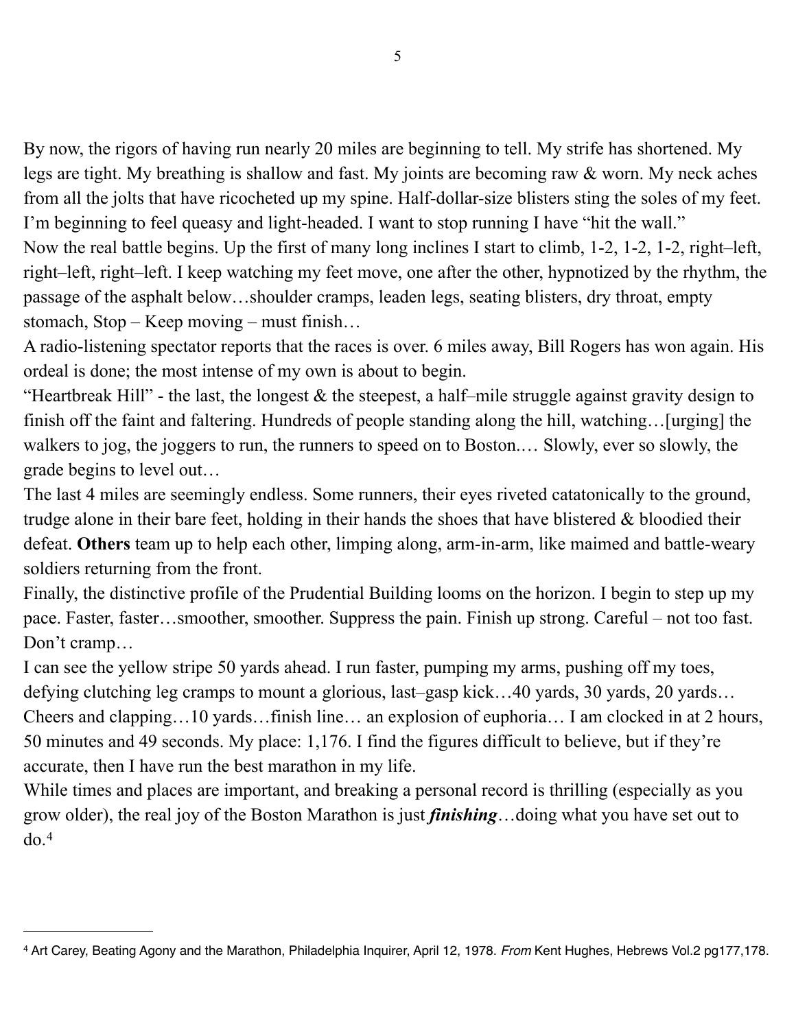By now, the rigors of having run nearly 20 miles are beginning to tell. My strife has shortened. My legs are tight. My breathing is shallow and fast. My joints are becoming raw & worn. My neck aches from all the jolts that have ricocheted up my spine. Half-dollar-size blisters sting the soles of my feet. I'm beginning to feel queasy and light-headed. I want to stop running I have "hit the wall."

Now the real battle begins. Up the first of many long inclines I start to climb, 1-2, 1-2, 1-2, right–left, right–left, right–left. I keep watching my feet move, one after the other, hypnotized by the rhythm, the passage of the asphalt below…shoulder cramps, leaden legs, seating blisters, dry throat, empty stomach, Stop – Keep moving – must finish…

A radio-listening spectator reports that the races is over. 6 miles away, Bill Rogers has won again. His ordeal is done; the most intense of my own is about to begin.

"Heartbreak Hill" - the last, the longest & the steepest, a half–mile struggle against gravity design to finish off the faint and faltering. Hundreds of people standing along the hill, watching…[urging] the walkers to jog, the joggers to run, the runners to speed on to Boston.… Slowly, ever so slowly, the grade begins to level out…

The last 4 miles are seemingly endless. Some runners, their eyes riveted catatonically to the ground, trudge alone in their bare feet, holding in their hands the shoes that have blistered & bloodied their defeat. **Others** team up to help each other, limping along, arm-in-arm, like maimed and battle-weary soldiers returning from the front.

Finally, the distinctive profile of the Prudential Building looms on the horizon. I begin to step up my pace. Faster, faster…smoother, smoother. Suppress the pain. Finish up strong. Careful – not too fast. Don't cramp…

I can see the yellow stripe 50 yards ahead. I run faster, pumping my arms, pushing off my toes, defying clutching leg cramps to mount a glorious, last–gasp kick…40 yards, 30 yards, 20 yards… Cheers and clapping…10 yards…finish line… an explosion of euphoria… I am clocked in at 2 hours, 50 minutes and 49 seconds. My place: 1,176. I find the figures difficult to believe, but if they're accurate, then I have run the best marathon in my life.

While times and places are important, and breaking a personal record is thrilling (especially as you grow older), the real joy of the Boston Marathon is just ***finishing***…doing what you have set out to do.[4]

---

[4] Art Carey, Beating Agony and the Marathon, Philadelphia Inquirer, April 12, 1978. *From* Kent Hughes, Hebrews Vol.2 pg177,178.